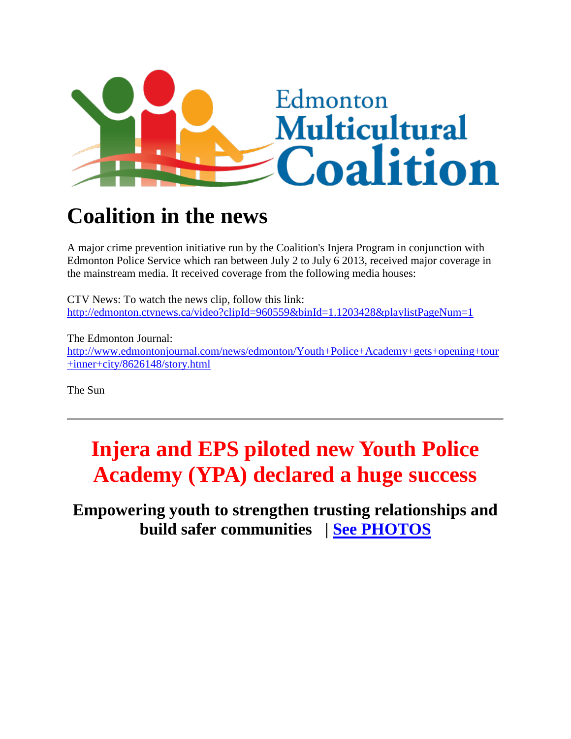# Edmonton Multicultural Coalition

# Coalition in the news

A major crime prevention initiative run by the Coalition's Injera Program in conjunction with Edmonton Police Service which ran between July 2 to July 6 2013, received major coverage in the mainstream media. It received coverage from the following media houses:

CTV News: To watch the news clip, follow this link: http://edmonton.ctvnews.ca/video?clipId=960559&binId=1.1203428&playlistPageNum=1

The Edmonton Journal: http://www.edmontonjournal.com/news/edmonton/Youth+Police+Academy+gets+opening+tour+inner+city/8626148/story.html

The Sun

---

# Injera and EPS piloted new Youth Police Academy (YPA) declared a huge success

## Empowering youth to strengthen trusting relationships and build safer communities | See PHOTOS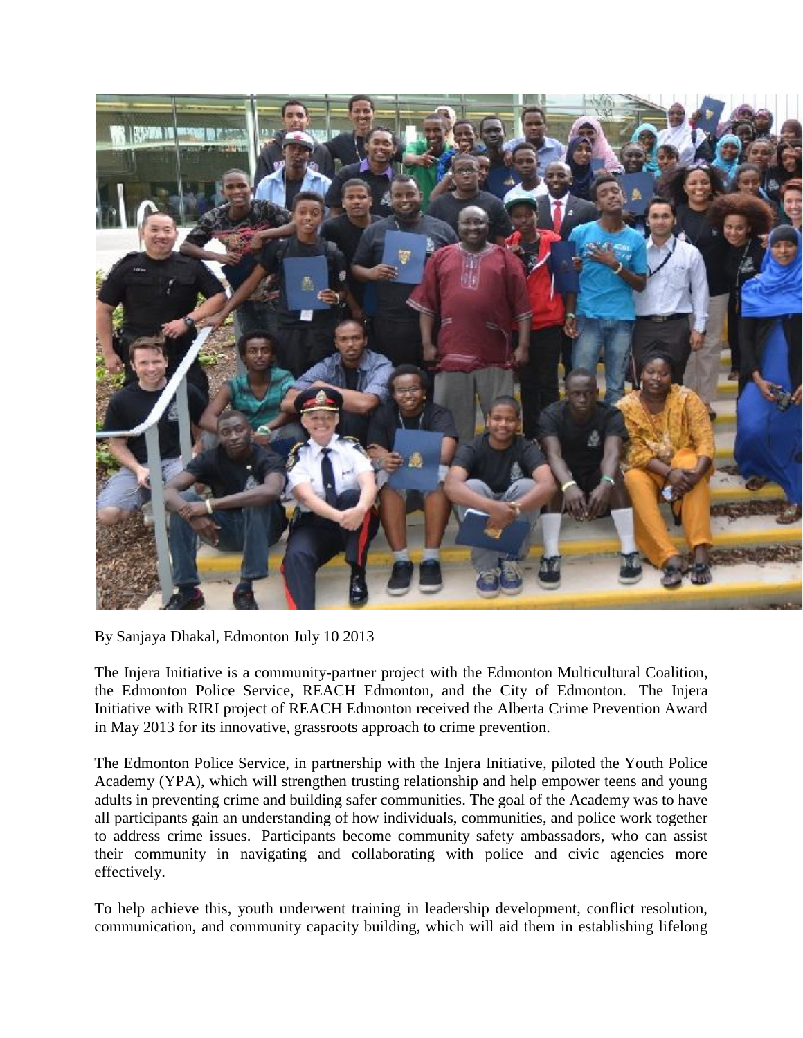By Sanjaya Dhakal, Edmonton July 10 2013

The Injera Initiative is a community-partner project with the Edmonton Multicultural Coalition, the Edmonton Police Service, REACH Edmonton, and the City of Edmonton. The Injera Initiative with RIRI project of REACH Edmonton received the Alberta Crime Prevention Award in May 2013 for its innovative, grassroots approach to crime prevention.

The Edmonton Police Service, in partnership with the Injera Initiative, piloted the Youth Police Academy (YPA), which will strengthen trusting relationship and help empower teens and young adults in preventing crime and building safer communities. The goal of the Academy was to have all participants gain an understanding of how individuals, communities, and police work together to address crime issues. Participants become community safety ambassadors, who can assist their community in navigating and collaborating with police and civic agencies more effectively.

To help achieve this, youth underwent training in leadership development, conflict resolution, communication, and community capacity building, which will aid them in establishing lifelong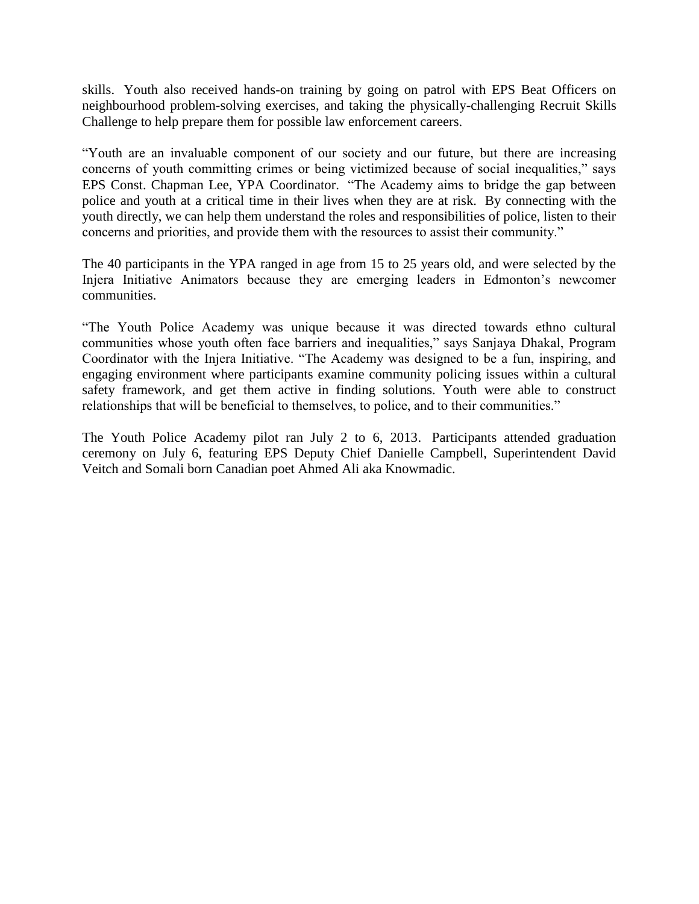skills. Youth also received hands-on training by going on patrol with EPS Beat Officers on neighbourhood problem-solving exercises, and taking the physically-challenging Recruit Skills Challenge to help prepare them for possible law enforcement careers.

“Youth are an invaluable component of our society and our future, but there are increasing concerns of youth committing crimes or being victimized because of social inequalities,” says EPS Const. Chapman Lee, YPA Coordinator. “The Academy aims to bridge the gap between police and youth at a critical time in their lives when they are at risk. By connecting with the youth directly, we can help them understand the roles and responsibilities of police, listen to their concerns and priorities, and provide them with the resources to assist their community.”

The 40 participants in the YPA ranged in age from 15 to 25 years old, and were selected by the Injera Initiative Animators because they are emerging leaders in Edmonton’s newcomer communities.

“The Youth Police Academy was unique because it was directed towards ethno cultural communities whose youth often face barriers and inequalities,” says Sanjaya Dhakal, Program Coordinator with the Injera Initiative. “The Academy was designed to be a fun, inspiring, and engaging environment where participants examine community policing issues within a cultural safety framework, and get them active in finding solutions. Youth were able to construct relationships that will be beneficial to themselves, to police, and to their communities.”

The Youth Police Academy pilot ran July 2 to 6, 2013. Participants attended graduation ceremony on July 6, featuring EPS Deputy Chief Danielle Campbell, Superintendent David Veitch and Somali born Canadian poet Ahmed Ali aka Knowmadic.